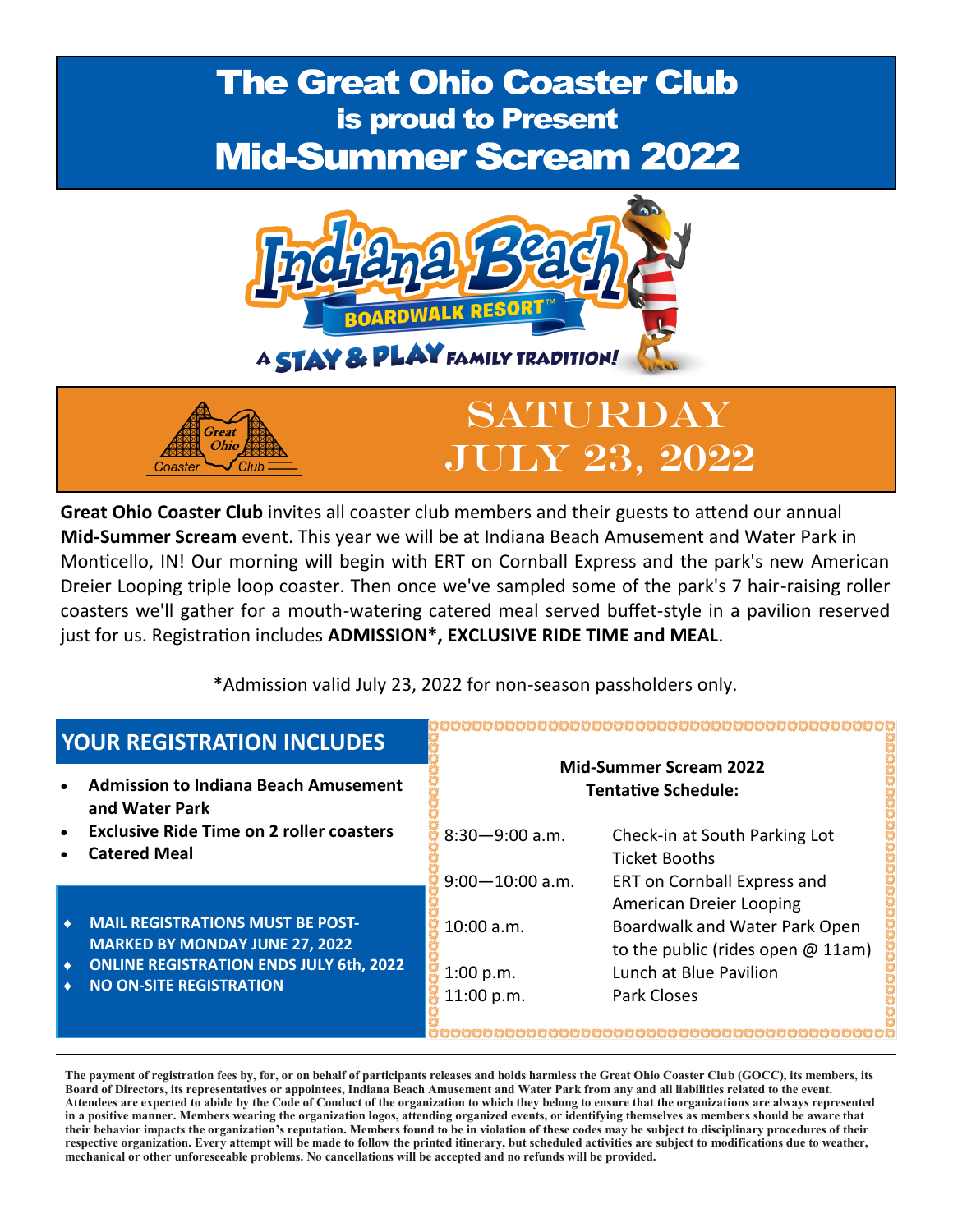# The Great Ohio Coaster Club
## is proud to Present
# Mid-Summer Scream 2022

Indiana Beach
BOARDWALK RESORT™
A STAY & PLAY FAMILY TRADITION!

Great Ohio Coaster Club

## SATURDAY JULY 23, 2022

**Great Ohio Coaster Club** invites all coaster club members and their guests to attend our annual **Mid-Summer Scream** event. This year we will be at Indiana Beach Amusement and Water Park in Monticello, IN! Our morning will begin with ERT on Cornball Express and the park's new American Dreier Looping triple loop coaster. Then once we've sampled some of the park's 7 hair-raising roller coasters we'll gather for a mouth-watering catered meal served buffet-style in a pavilion reserved just for us. Registration includes **ADMISSION*, EXCLUSIVE RIDE TIME and MEAL**.

*Admission valid July 23, 2022 for non-season passholders only.

## YOUR REGISTRATION INCLUDES

- **Admission to Indiana Beach Amusement and Water Park**
- **Exclusive Ride Time on 2 roller coasters**
- **Catered Meal**

- **MAIL REGISTRATIONS MUST BE POST-MARKED BY MONDAY JUNE 27, 2022**
- **ONLINE REGISTRATION ENDS JULY 6th, 2022**
- **NO ON-SITE REGISTRATION**

**Mid-Summer Scream 2022**
**Tentative Schedule:**

| Time | Activity |
|---|---|
| 8:30—9:00 a.m. | Check-in at South Parking Lot Ticket Booths |
| 9:00—10:00 a.m. | ERT on Cornball Express and American Dreier Looping |
| 10:00 a.m. | Boardwalk and Water Park Open to the public (rides open @ 11am) |
| 1:00 p.m. | Lunch at Blue Pavilion |
| 11:00 p.m. | Park Closes |

**The payment of registration fees by, for, or on behalf of participants releases and holds harmless the Great Ohio Coaster Club (GOCC), its members, its Board of Directors, its representatives or appointees, Indiana Beach Amusement and Water Park from any and all liabilities related to the event. Attendees are expected to abide by the Code of Conduct of the organization to which they belong to ensure that the organizations are always represented in a positive manner. Members wearing the organization logos, attending organized events, or identifying themselves as members should be aware that their behavior impacts the organization's reputation. Members found to be in violation of these codes may be subject to disciplinary procedures of their respective organization. Every attempt will be made to follow the printed itinerary, but scheduled activities are subject to modifications due to weather, mechanical or other unforeseeable problems. No cancellations will be accepted and no refunds will be provided.**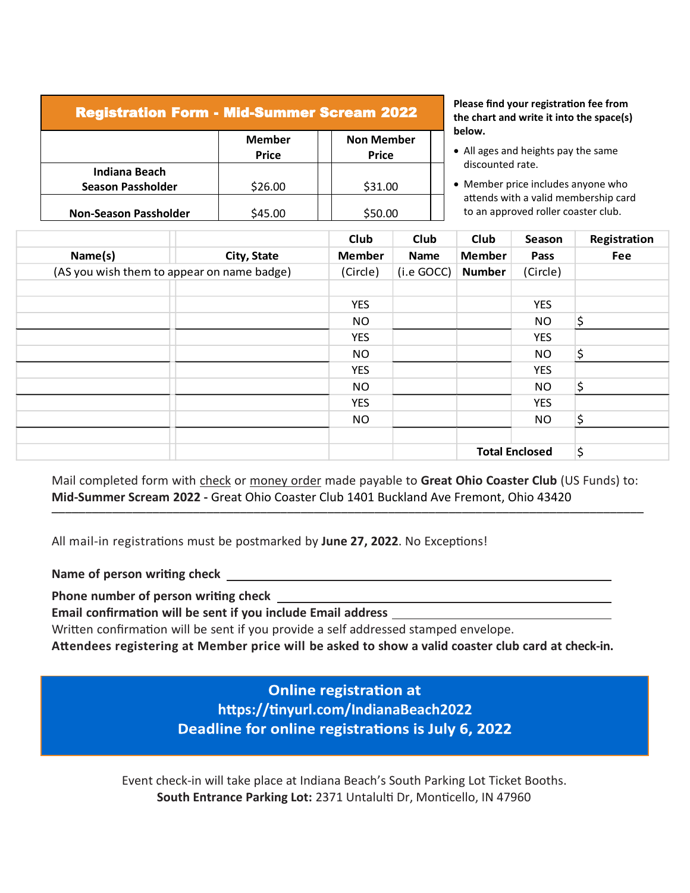## Registration Form - Mid-Summer Scream 2022

| | Member Price | Non Member Price |
|---|---|---|
| Indiana Beach Season Passholder | $26.00 | $31.00 |
| Non-Season Passholder | $45.00 | $50.00 |

**Please find your registration fee from the chart and write it into the space(s) below.**

- All ages and heights pay the same discounted rate.
- Member price includes anyone who attends with a valid membership card to an approved roller coaster club.

| Name(s) | City, State | Club Member (Circle) | Club Name (i.e GOCC) | Club Member Number | Season Pass (Circle) | Registration Fee |
|---|---|---|---|---|---|---|
| (AS you wish them to appear on name badge) | | | | | | |
| | | YES / NO | | | YES / NO | $ |
| | | YES / NO | | | YES / NO | $ |
| | | YES / NO | | | YES / NO | $ |
| | | YES / NO | | | YES / NO | $ |
| | | | | | **Total Enclosed** | $ |

Mail completed form with check or money order made payable to **Great Ohio Coaster Club** (US Funds) to:
**Mid-Summer Scream 2022 -** Great Ohio Coaster Club 1401 Buckland Ave Fremont, Ohio 43420

All mail-in registrations must be postmarked by **June 27, 2022**. No Exceptions!

**Name of person writing check** ______________________

**Phone number of person writing check** ______________________

**Email confirmation will be sent if you include Email address** ______________________

Written confirmation will be sent if you provide a self addressed stamped envelope.

**Attendees registering at Member price will be asked to show a valid coaster club card at check-in.**

**Online registration at**
**https://tinyurl.com/IndianaBeach2022**
**Deadline for online registrations is July 6, 2022**

Event check-in will take place at Indiana Beach's South Parking Lot Ticket Booths.
**South Entrance Parking Lot:** 2371 Untalulti Dr, Monticello, IN 47960